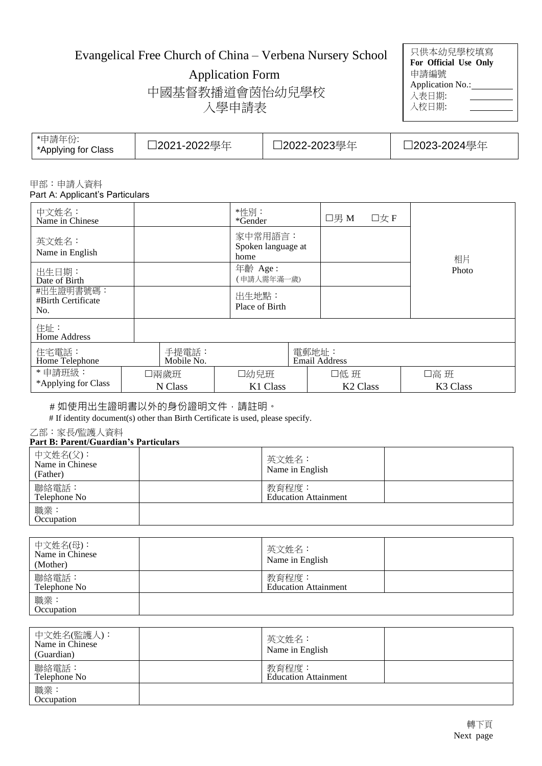# Evangelical Free Church of China – Verbena Nursery School

## Application Form

## 中國基督教播道會茵怡幼兒學校
## 入學申請表

| 只供本幼兒學校填寫 **For Official Use Only** |
|---|
| 申請編號 Application No.:________ |
| 入表日期: ________ |
| 入校日期: ________ |

| *申請年份: *Applying for Class | ☐2021-2022學年 | ☐2022-2023學年 | ☐2023-2024學年 |
|---|---|---|---|

甲部：申請人資料
Part A: Applicant's Particulars

| 中文姓名： Name in Chinese | | *性別： *Gender | ☐男 M ☐女 F | 相片 Photo |
|---|---|---|---|---|
| 英文姓名： Name in English | | 家中常用語言： Spoken language at home | | |
| 出生日期： Date of Birth | | 年齡 Age : (申請人需年滿一歲) | | |
| #出生證明書號碼： #Birth Certificate No. | | 出生地點： Place of Birth | | |
| 住址： Home Address | | | | |
| 住宅電話： Home Telephone | | 手提電話： Mobile No. | | 電郵地址： Email Address |
| * 申請班級： *Applying for Class | ☐兩歲班 N Class | ☐幼兒班 K1 Class | ☐低 班 K2 Class | ☐高 班 K3 Class |

\# 如使用出生證明書以外的身份證明文件，請註明。
\# If identity document(s) other than Birth Certificate is used, please specify.

乙部：家長/監護人資料
**Part B: Parent/Guardian's Particulars**

| 中文姓名(父)： Name in Chinese (Father) | | 英文姓名： Name in English | |
|---|---|---|---|
| 聯絡電話： Telephone No | | 教育程度： Education Attainment | |
| 職業： Occupation | | | |

| 中文姓名(母)： Name in Chinese (Mother) | | 英文姓名： Name in English | |
|---|---|---|---|
| 聯絡電話： Telephone No | | 教育程度： Education Attainment | |
| 職業： Occupation | | | |

| 中文姓名(監護人)： Name in Chinese (Guardian) | | 英文姓名： Name in English | |
|---|---|---|---|
| 聯絡電話： Telephone No | | 教育程度： Education Attainment | |
| 職業： Occupation | | | |

轉下頁
Next page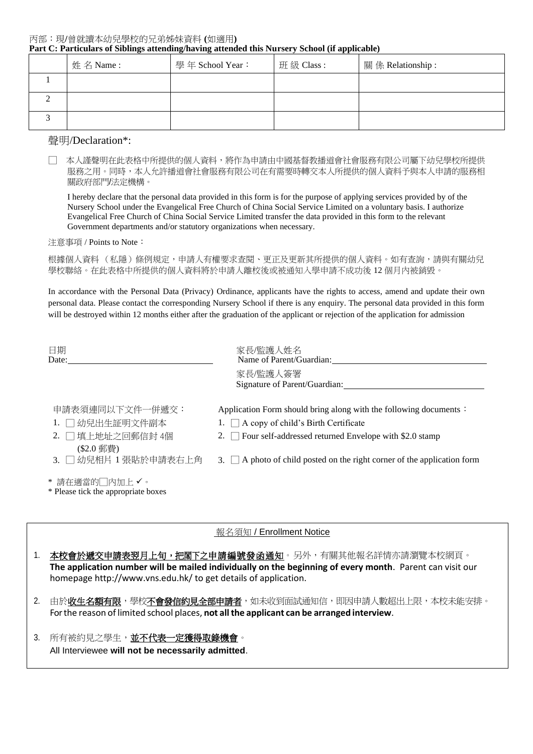丙部：現/曾就讀本幼兒學校的兄弟姊妹資料 (如適用)
**Part C: Particulars of Siblings attending/having attended this Nursery School (if applicable)**

| | 姓 名 Name : | 學 年 School Year： | 班 級 Class : | 關 係 Relationship : |
|---|---|---|---|---|
| 1 | | | | |
| 2 | | | | |
| 3 | | | | |

聲明/Declaration*:

☐ 本人謹聲明在此表格中所提供的個人資料，將作為申請由中國基督教播道會社會服務有限公司屬下幼兒學校所提供服務之用。同時，本人允許播道會社會服務有限公司在有需要時轉交本人所提供的個人資料予與本人申請的服務相關政府部門/法定機構。

I hereby declare that the personal data provided in this form is for the purpose of applying services provided by of the Nursery School under the Evangelical Free Church of China Social Service Limited on a voluntary basis. I authorize Evangelical Free Church of China Social Service Limited transfer the data provided in this form to the relevant Government departments and/or statutory organizations when necessary.

注意事項 / Points to Note：

根據個人資料 （私隱）條例規定，申請人有權要求查閱、更正及更新其所提供的個人資料。如有查詢，請與有關幼兒學校聯絡。在此表格中所提供的個人資料將於申請人離校後或被通知入學申請不成功後 12 個月內被銷毀。

In accordance with the Personal Data (Privacy) Ordinance, applicants have the rights to access, amend and update their own personal data. Please contact the corresponding Nursery School if there is any enquiry. The personal data provided in this form will be destroyed within 12 months either after the graduation of the applicant or rejection of the application for admission

日期
Date:\_\_\_\_\_\_\_\_\_\_\_\_\_\_\_\_\_\_\_\_\_\_\_\_

家長/監護人姓名
Name of Parent/Guardian:\_\_\_\_\_\_\_\_\_\_\_\_\_\_\_\_\_\_\_\_\_\_\_\_

家長/監護人簽署
Signature of Parent/Guardian:\_\_\_\_\_\_\_\_\_\_\_\_\_\_\_\_\_\_\_\_\_\_\_\_

申請表須連同以下文件一併遞交：
1. ☐ 幼兒出生証明文件副本
2. ☐ 填上地址之回郵信封 4個 ($2.0 郵費)
3. ☐ 幼兒相片 1 張貼於申請表右上角

Application Form should bring along with the following documents：
1. ☐ A copy of child's Birth Certificate
2. ☐ Four self-addressed returned Envelope with $2.0 stamp
3. ☐ A photo of child posted on the right corner of the application form

\* 請在適當的☐內加上 ✓。
\* Please tick the appropriate boxes

報名須知 / Enrollment Notice

1. **本校會於遞交申請表翌月上旬，把閣下之申請編號發函通知**。另外，有關其他報名詳情亦請瀏覽本校網頁。
**The application number will be mailed individually on the beginning of every month**. Parent can visit our homepage http://www.vns.edu.hk/ to get details of application.
2. 由於**收生名額有限**，學校**不會發信約見全部申請者**，如未收到面試通知信，即因申請人數超出上限，本校未能安排。
For the reason of limited school places, **not all the applicant can be arranged interview**.
3. 所有被約見之學生，**並不代表一定獲得取錄機會**。
All Interviewee **will not be necessarily admitted**.